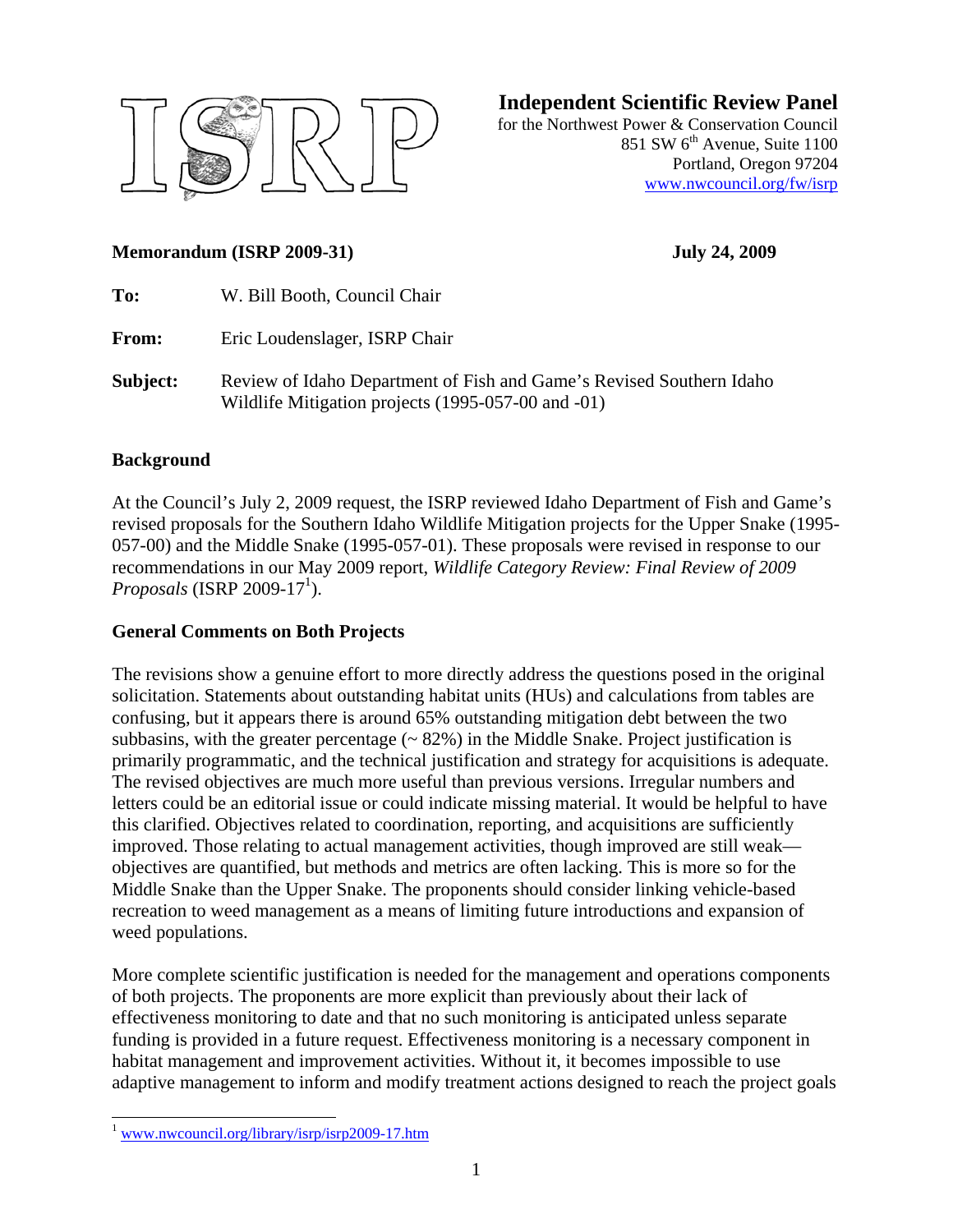# Independent Scientific Review Panel

for the Northwest Power & Conservation Council
851 SW 6th Avenue, Suite 1100
Portland, Oregon 97204
www.nwcouncil.org/fw/isrp

**Memorandum (ISRP 2009-31)** **July 24, 2009**

**To:** W. Bill Booth, Council Chair

**From:** Eric Loudenslager, ISRP Chair

**Subject:** Review of Idaho Department of Fish and Game's Revised Southern Idaho Wildlife Mitigation projects (1995-057-00 and -01)

## Background

At the Council's July 2, 2009 request, the ISRP reviewed Idaho Department of Fish and Game's revised proposals for the Southern Idaho Wildlife Mitigation projects for the Upper Snake (1995-057-00) and the Middle Snake (1995-057-01). These proposals were revised in response to our recommendations in our May 2009 report, *Wildlife Category Review: Final Review of 2009 Proposals* (ISRP 2009-17[1]).

## General Comments on Both Projects

The revisions show a genuine effort to more directly address the questions posed in the original solicitation. Statements about outstanding habitat units (HUs) and calculations from tables are confusing, but it appears there is around 65% outstanding mitigation debt between the two subbasins, with the greater percentage (~ 82%) in the Middle Snake. Project justification is primarily programmatic, and the technical justification and strategy for acquisitions is adequate. The revised objectives are much more useful than previous versions. Irregular numbers and letters could be an editorial issue or could indicate missing material. It would be helpful to have this clarified. Objectives related to coordination, reporting, and acquisitions are sufficiently improved. Those relating to actual management activities, though improved are still weak—objectives are quantified, but methods and metrics are often lacking. This is more so for the Middle Snake than the Upper Snake. The proponents should consider linking vehicle-based recreation to weed management as a means of limiting future introductions and expansion of weed populations.

More complete scientific justification is needed for the management and operations components of both projects. The proponents are more explicit than previously about their lack of effectiveness monitoring to date and that no such monitoring is anticipated unless separate funding is provided in a future request. Effectiveness monitoring is a necessary component in habitat management and improvement activities. Without it, it becomes impossible to use adaptive management to inform and modify treatment actions designed to reach the project goals

[1] www.nwcouncil.org/library/isrp/isrp2009-17.htm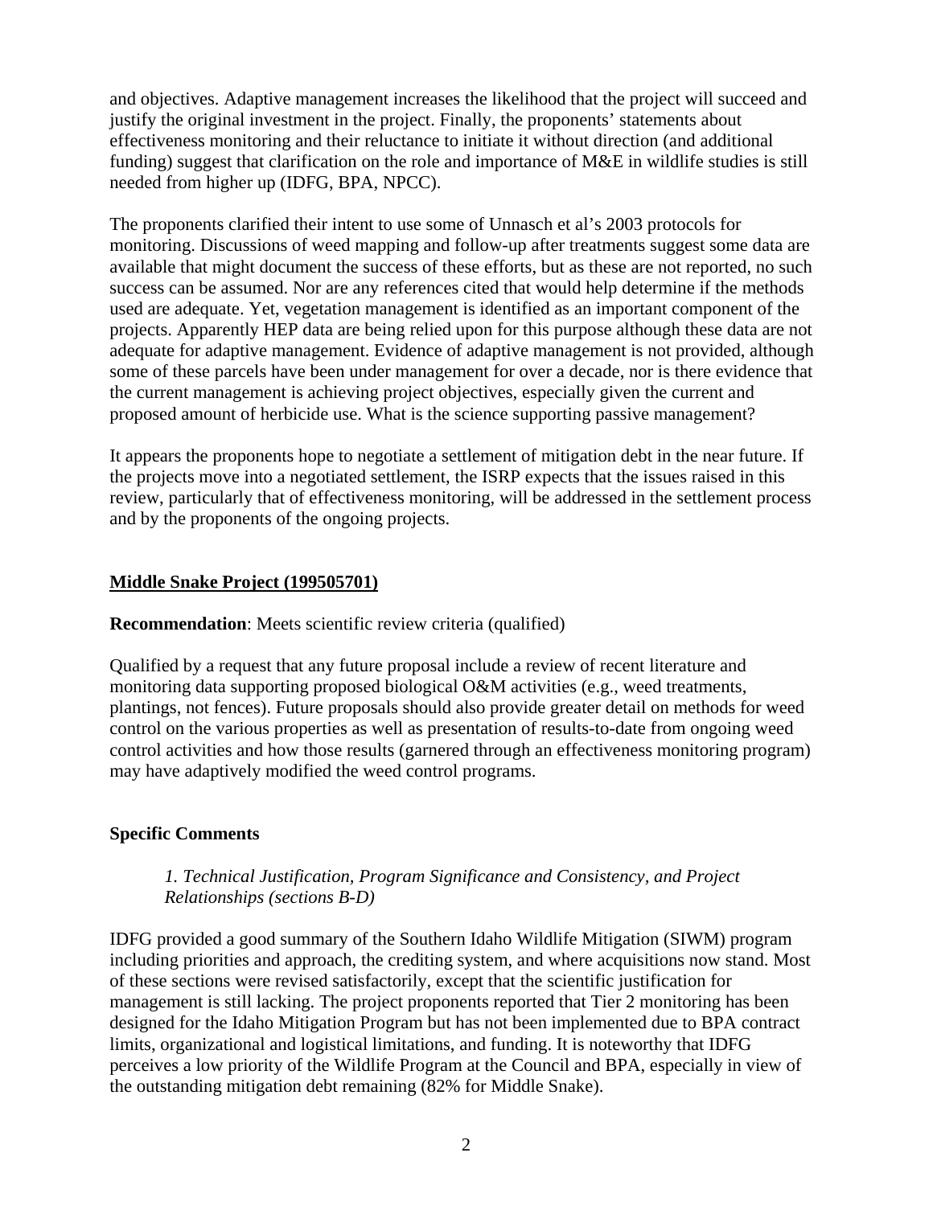and objectives. Adaptive management increases the likelihood that the project will succeed and justify the original investment in the project. Finally, the proponents' statements about effectiveness monitoring and their reluctance to initiate it without direction (and additional funding) suggest that clarification on the role and importance of M&E in wildlife studies is still needed from higher up (IDFG, BPA, NPCC).

The proponents clarified their intent to use some of Unnasch et al's 2003 protocols for monitoring. Discussions of weed mapping and follow-up after treatments suggest some data are available that might document the success of these efforts, but as these are not reported, no such success can be assumed. Nor are any references cited that would help determine if the methods used are adequate. Yet, vegetation management is identified as an important component of the projects. Apparently HEP data are being relied upon for this purpose although these data are not adequate for adaptive management. Evidence of adaptive management is not provided, although some of these parcels have been under management for over a decade, nor is there evidence that the current management is achieving project objectives, especially given the current and proposed amount of herbicide use. What is the science supporting passive management?

It appears the proponents hope to negotiate a settlement of mitigation debt in the near future. If the projects move into a negotiated settlement, the ISRP expects that the issues raised in this review, particularly that of effectiveness monitoring, will be addressed in the settlement process and by the proponents of the ongoing projects.

## Middle Snake Project (199505701)

**Recommendation**: Meets scientific review criteria (qualified)

Qualified by a request that any future proposal include a review of recent literature and monitoring data supporting proposed biological O&M activities (e.g., weed treatments, plantings, not fences). Future proposals should also provide greater detail on methods for weed control on the various properties as well as presentation of results-to-date from ongoing weed control activities and how those results (garnered through an effectiveness monitoring program) may have adaptively modified the weed control programs.

### Specific Comments

*1. Technical Justification, Program Significance and Consistency, and Project Relationships (sections B-D)*

IDFG provided a good summary of the Southern Idaho Wildlife Mitigation (SIWM) program including priorities and approach, the crediting system, and where acquisitions now stand. Most of these sections were revised satisfactorily, except that the scientific justification for management is still lacking. The project proponents reported that Tier 2 monitoring has been designed for the Idaho Mitigation Program but has not been implemented due to BPA contract limits, organizational and logistical limitations, and funding. It is noteworthy that IDFG perceives a low priority of the Wildlife Program at the Council and BPA, especially in view of the outstanding mitigation debt remaining (82% for Middle Snake).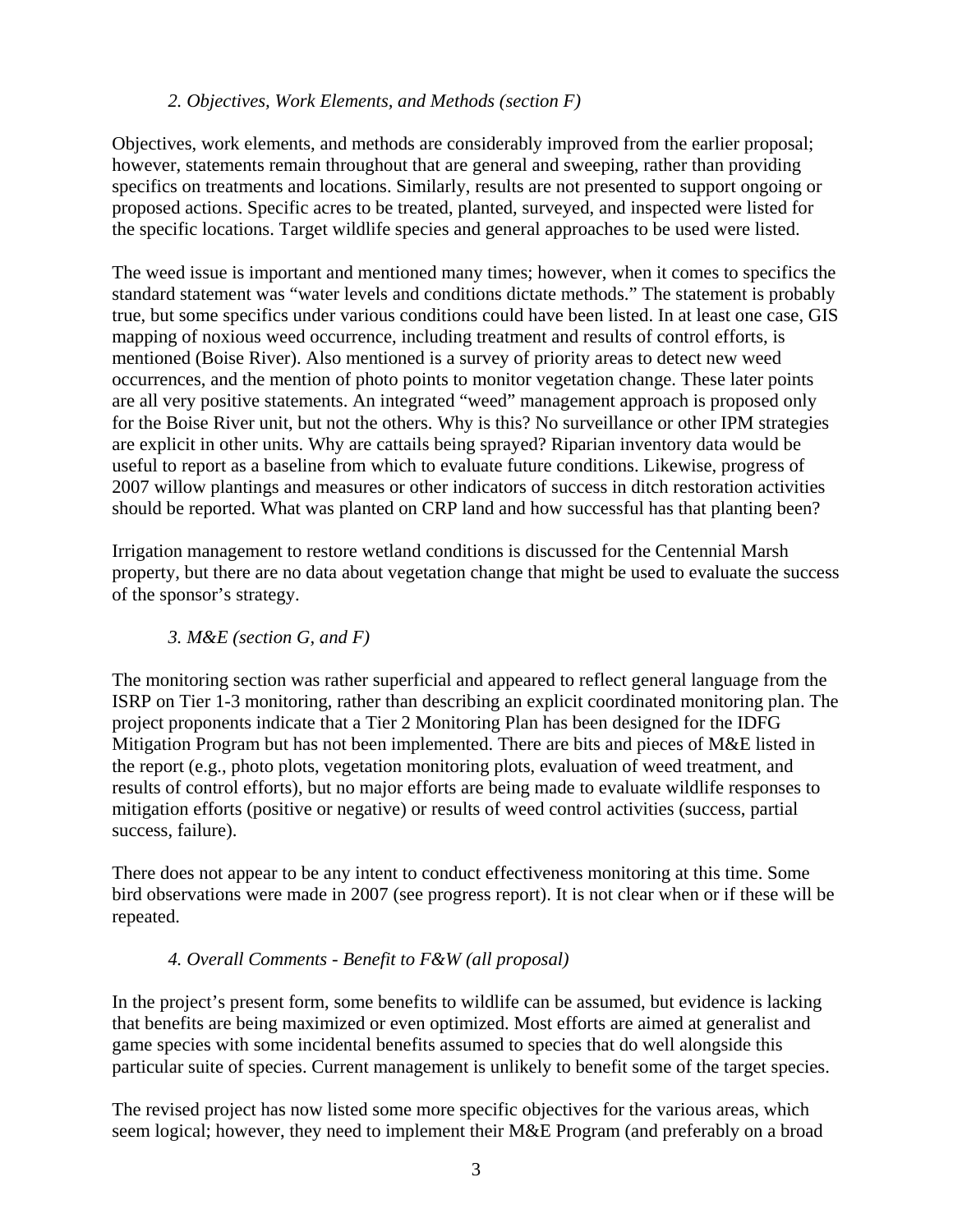### *2. Objectives, Work Elements, and Methods (section F)*

Objectives, work elements, and methods are considerably improved from the earlier proposal; however, statements remain throughout that are general and sweeping, rather than providing specifics on treatments and locations. Similarly, results are not presented to support ongoing or proposed actions. Specific acres to be treated, planted, surveyed, and inspected were listed for the specific locations. Target wildlife species and general approaches to be used were listed.

The weed issue is important and mentioned many times; however, when it comes to specifics the standard statement was "water levels and conditions dictate methods." The statement is probably true, but some specifics under various conditions could have been listed. In at least one case, GIS mapping of noxious weed occurrence, including treatment and results of control efforts, is mentioned (Boise River). Also mentioned is a survey of priority areas to detect new weed occurrences, and the mention of photo points to monitor vegetation change. These later points are all very positive statements. An integrated "weed" management approach is proposed only for the Boise River unit, but not the others. Why is this? No surveillance or other IPM strategies are explicit in other units. Why are cattails being sprayed? Riparian inventory data would be useful to report as a baseline from which to evaluate future conditions. Likewise, progress of 2007 willow plantings and measures or other indicators of success in ditch restoration activities should be reported. What was planted on CRP land and how successful has that planting been?

Irrigation management to restore wetland conditions is discussed for the Centennial Marsh property, but there are no data about vegetation change that might be used to evaluate the success of the sponsor's strategy.

### *3. M&E (section G, and F)*

The monitoring section was rather superficial and appeared to reflect general language from the ISRP on Tier 1-3 monitoring, rather than describing an explicit coordinated monitoring plan. The project proponents indicate that a Tier 2 Monitoring Plan has been designed for the IDFG Mitigation Program but has not been implemented. There are bits and pieces of M&E listed in the report (e.g., photo plots, vegetation monitoring plots, evaluation of weed treatment, and results of control efforts), but no major efforts are being made to evaluate wildlife responses to mitigation efforts (positive or negative) or results of weed control activities (success, partial success, failure).

There does not appear to be any intent to conduct effectiveness monitoring at this time. Some bird observations were made in 2007 (see progress report). It is not clear when or if these will be repeated.

### *4. Overall Comments - Benefit to F&W (all proposal)*

In the project's present form, some benefits to wildlife can be assumed, but evidence is lacking that benefits are being maximized or even optimized. Most efforts are aimed at generalist and game species with some incidental benefits assumed to species that do well alongside this particular suite of species. Current management is unlikely to benefit some of the target species.

The revised project has now listed some more specific objectives for the various areas, which seem logical; however, they need to implement their M&E Program (and preferably on a broad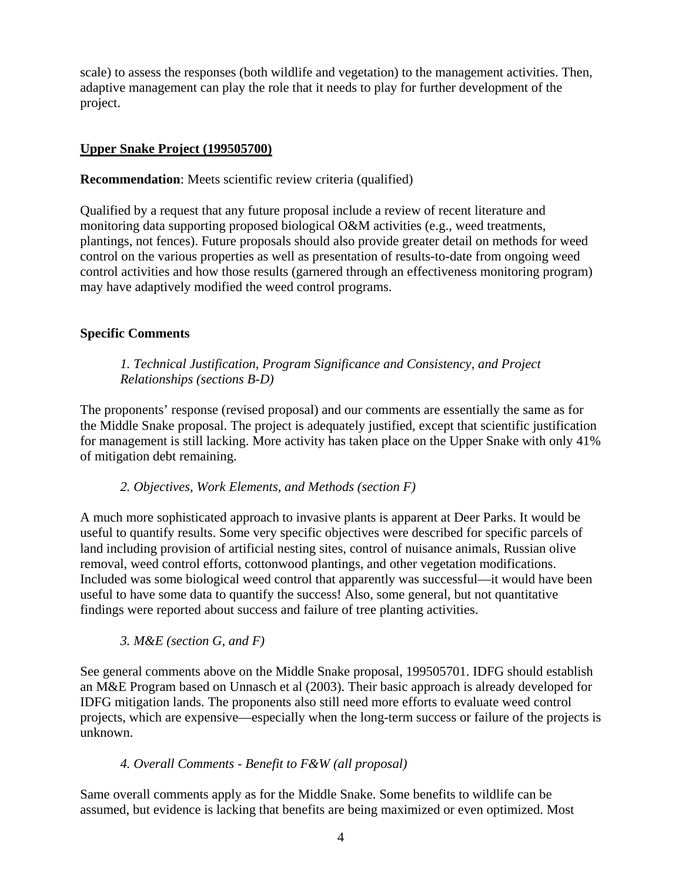scale) to assess the responses (both wildlife and vegetation) to the management activities. Then, adaptive management can play the role that it needs to play for further development of the project.

## Upper Snake Project (199505700)

**Recommendation**: Meets scientific review criteria (qualified)

Qualified by a request that any future proposal include a review of recent literature and monitoring data supporting proposed biological O&M activities (e.g., weed treatments, plantings, not fences). Future proposals should also provide greater detail on methods for weed control on the various properties as well as presentation of results-to-date from ongoing weed control activities and how those results (garnered through an effectiveness monitoring program) may have adaptively modified the weed control programs.

### Specific Comments

*1. Technical Justification, Program Significance and Consistency, and Project Relationships (sections B-D)*

The proponents' response (revised proposal) and our comments are essentially the same as for the Middle Snake proposal. The project is adequately justified, except that scientific justification for management is still lacking. More activity has taken place on the Upper Snake with only 41% of mitigation debt remaining.

*2. Objectives, Work Elements, and Methods (section F)*

A much more sophisticated approach to invasive plants is apparent at Deer Parks. It would be useful to quantify results. Some very specific objectives were described for specific parcels of land including provision of artificial nesting sites, control of nuisance animals, Russian olive removal, weed control efforts, cottonwood plantings, and other vegetation modifications. Included was some biological weed control that apparently was successful—it would have been useful to have some data to quantify the success! Also, some general, but not quantitative findings were reported about success and failure of tree planting activities.

*3. M&E (section G, and F)*

See general comments above on the Middle Snake proposal, 199505701. IDFG should establish an M&E Program based on Unnasch et al (2003). Their basic approach is already developed for IDFG mitigation lands. The proponents also still need more efforts to evaluate weed control projects, which are expensive—especially when the long-term success or failure of the projects is unknown.

*4. Overall Comments - Benefit to F&W (all proposal)*

Same overall comments apply as for the Middle Snake. Some benefits to wildlife can be assumed, but evidence is lacking that benefits are being maximized or even optimized. Most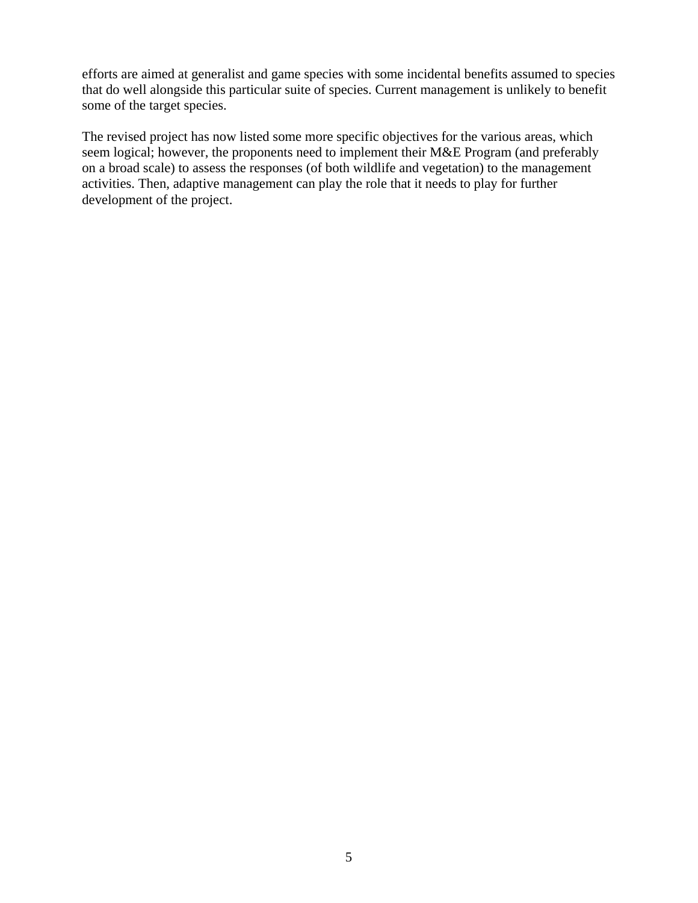efforts are aimed at generalist and game species with some incidental benefits assumed to species that do well alongside this particular suite of species. Current management is unlikely to benefit some of the target species.

The revised project has now listed some more specific objectives for the various areas, which seem logical; however, the proponents need to implement their M&E Program (and preferably on a broad scale) to assess the responses (of both wildlife and vegetation) to the management activities. Then, adaptive management can play the role that it needs to play for further development of the project.